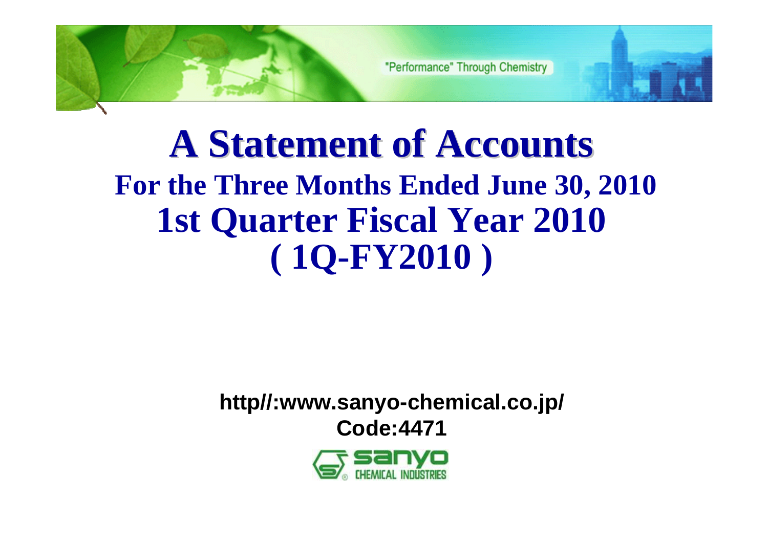"Performance" Through Chemistry

# A Statement of Accounts

## For the Three Months Ended June 30, 2010

## 1st Quarter Fiscal Year 2010

## ( 1Q-FY2010 )

**http//:www.sanyo-chemical.co.jp/**

**Code:4471**

sanyo CHEMICAL INDUSTRIES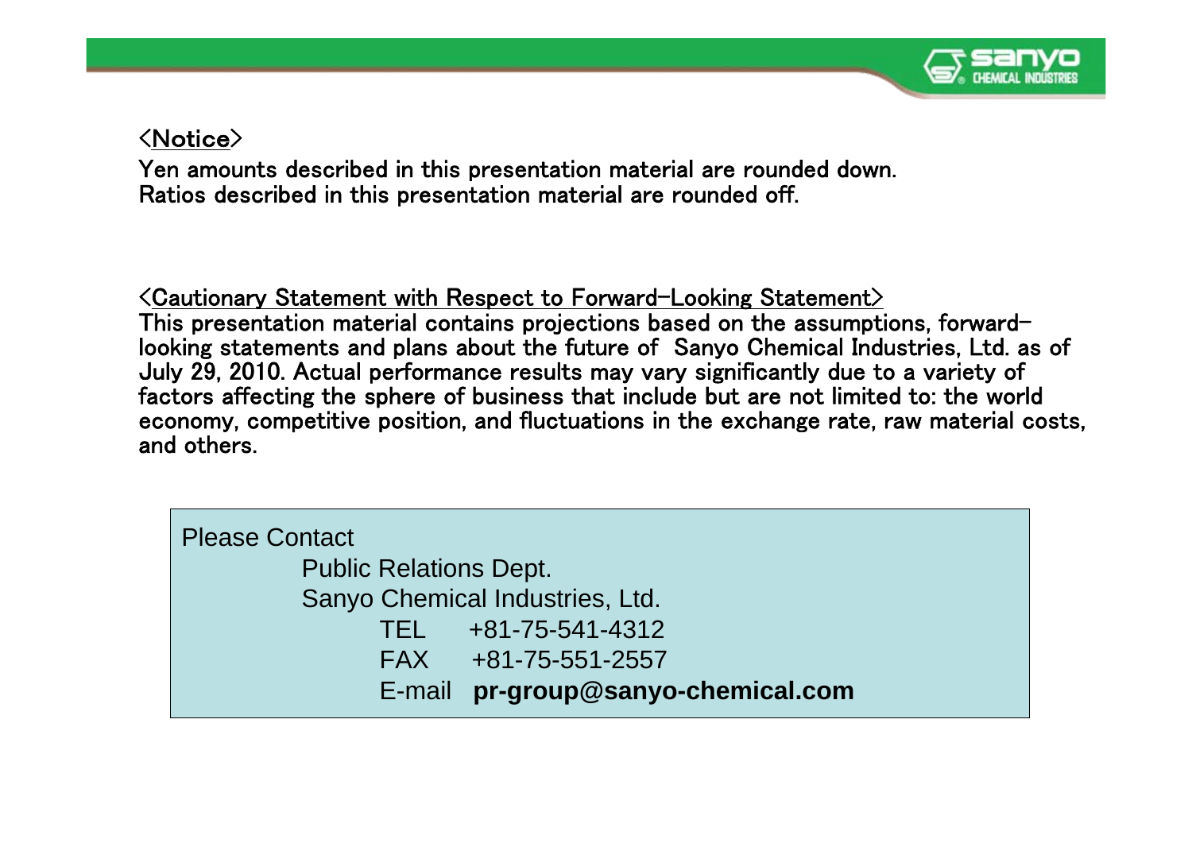<Notice>

Yen amounts described in this presentation material are rounded down.
Ratios described in this presentation material are rounded off.

<Cautionary Statement with Respect to Forward-Looking Statement>

This presentation material contains projections based on the assumptions, forward-looking statements and plans about the future of Sanyo Chemical Industries, Ltd. as of July 29, 2010. Actual performance results may vary significantly due to a variety of factors affecting the sphere of business that include but are not limited to: the world economy, competitive position, and fluctuations in the exchange rate, raw material costs, and others.

Please Contact

Public Relations Dept.
Sanyo Chemical Industries, Ltd.
TEL +81-75-541-4312
FAX +81-75-551-2557
E-mail **pr-group@sanyo-chemical.com**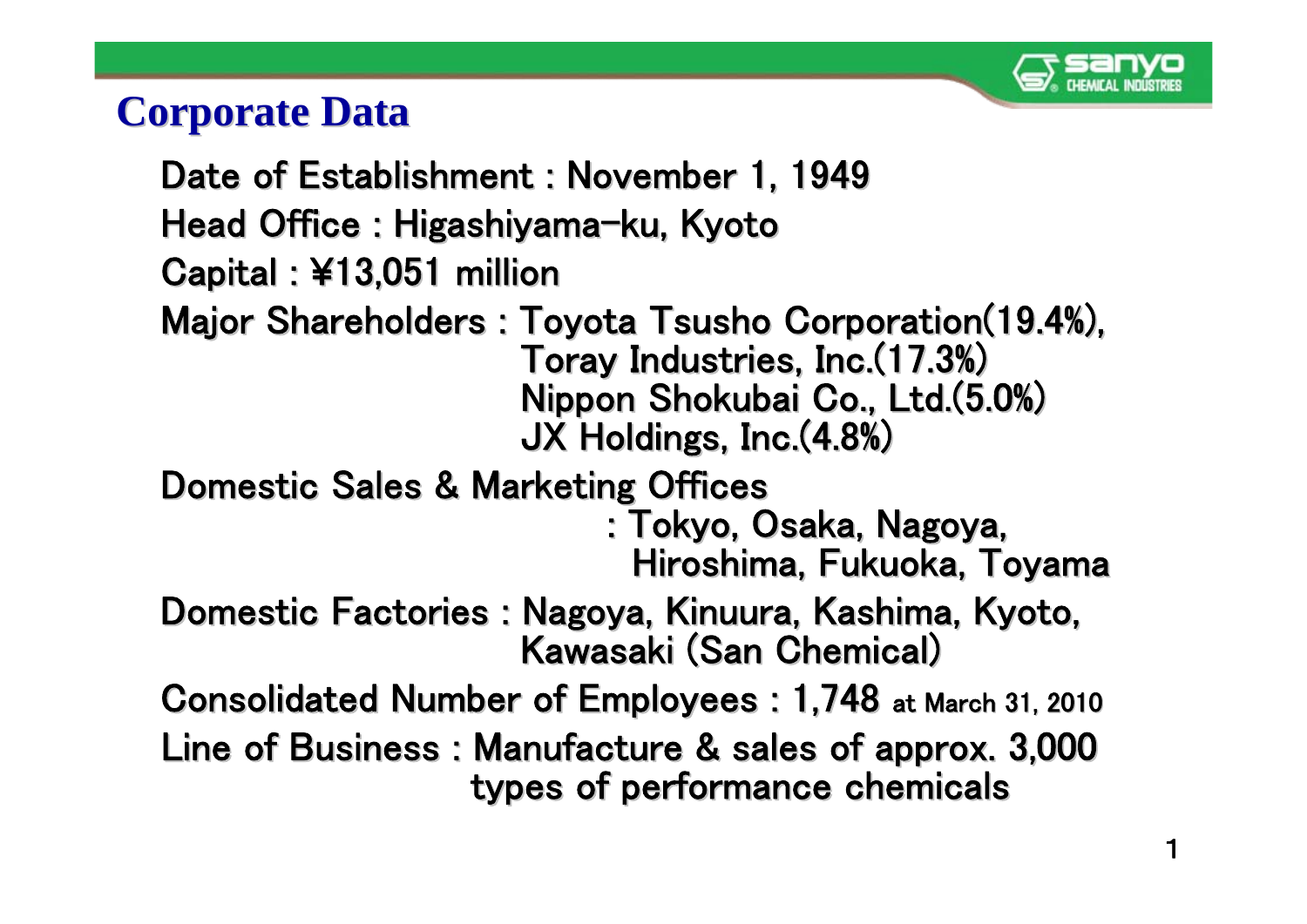# Corporate Data

Date of Establishment : November 1, 1949

Head Office : Higashiyama-ku, Kyoto

Capital : ¥13,051 million

Major Shareholders : Toyota Tsusho Corporation(19.4%),
Toray Industries, Inc.(17.3%)
Nippon Shokubai Co., Ltd.(5.0%)
JX Holdings, Inc.(4.8%)

Domestic Sales & Marketing Offices
: Tokyo, Osaka, Nagoya,
Hiroshima, Fukuoka, Toyama

Domestic Factories : Nagoya, Kinuura, Kashima, Kyoto,
Kawasaki (San Chemical)

Consolidated Number of Employees : 1,748 at March 31, 2010

Line of Business : Manufacture & sales of approx. 3,000
types of performance chemicals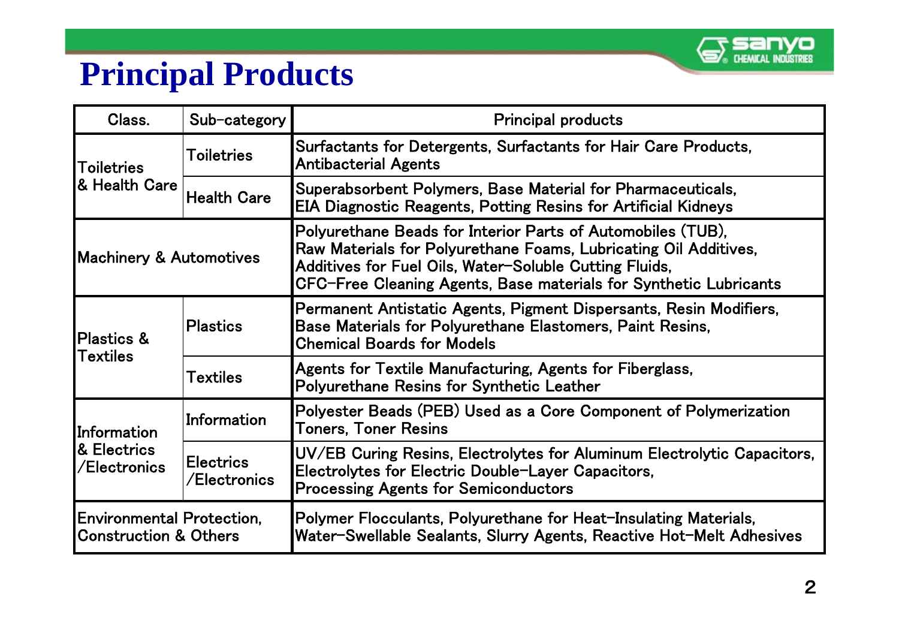# Principal Products

| Class. | Sub-category | Principal products |
|---|---|---|
| Toiletries & Health Care | Toiletries | Surfactants for Detergents, Surfactants for Hair Care Products, Antibacterial Agents |
| | Health Care | Superabsorbent Polymers, Base Material for Pharmaceuticals, EIA Diagnostic Reagents, Potting Resins for Artificial Kidneys |
| Machinery & Automotives | | Polyurethane Beads for Interior Parts of Automobiles (TUB), Raw Materials for Polyurethane Foams, Lubricating Oil Additives, Additives for Fuel Oils, Water-Soluble Cutting Fluids, CFC-Free Cleaning Agents, Base materials for Synthetic Lubricants |
| Plastics & Textiles | Plastics | Permanent Antistatic Agents, Pigment Dispersants, Resin Modifiers, Base Materials for Polyurethane Elastomers, Paint Resins, Chemical Boards for Models |
| | Textiles | Agents for Textile Manufacturing, Agents for Fiberglass, Polyurethane Resins for Synthetic Leather |
| Information & Electrics /Electronics | Information | Polyester Beads (PEB) Used as a Core Component of Polymerization Toners, Toner Resins |
| | Electrics /Electronics | UV/EB Curing Resins, Electrolytes for Aluminum Electrolytic Capacitors, Electrolytes for Electric Double-Layer Capacitors, Processing Agents for Semiconductors |
| Environmental Protection, Construction & Others | | Polymer Flocculants, Polyurethane for Heat-Insulating Materials, Water-Swellable Sealants, Slurry Agents, Reactive Hot-Melt Adhesives |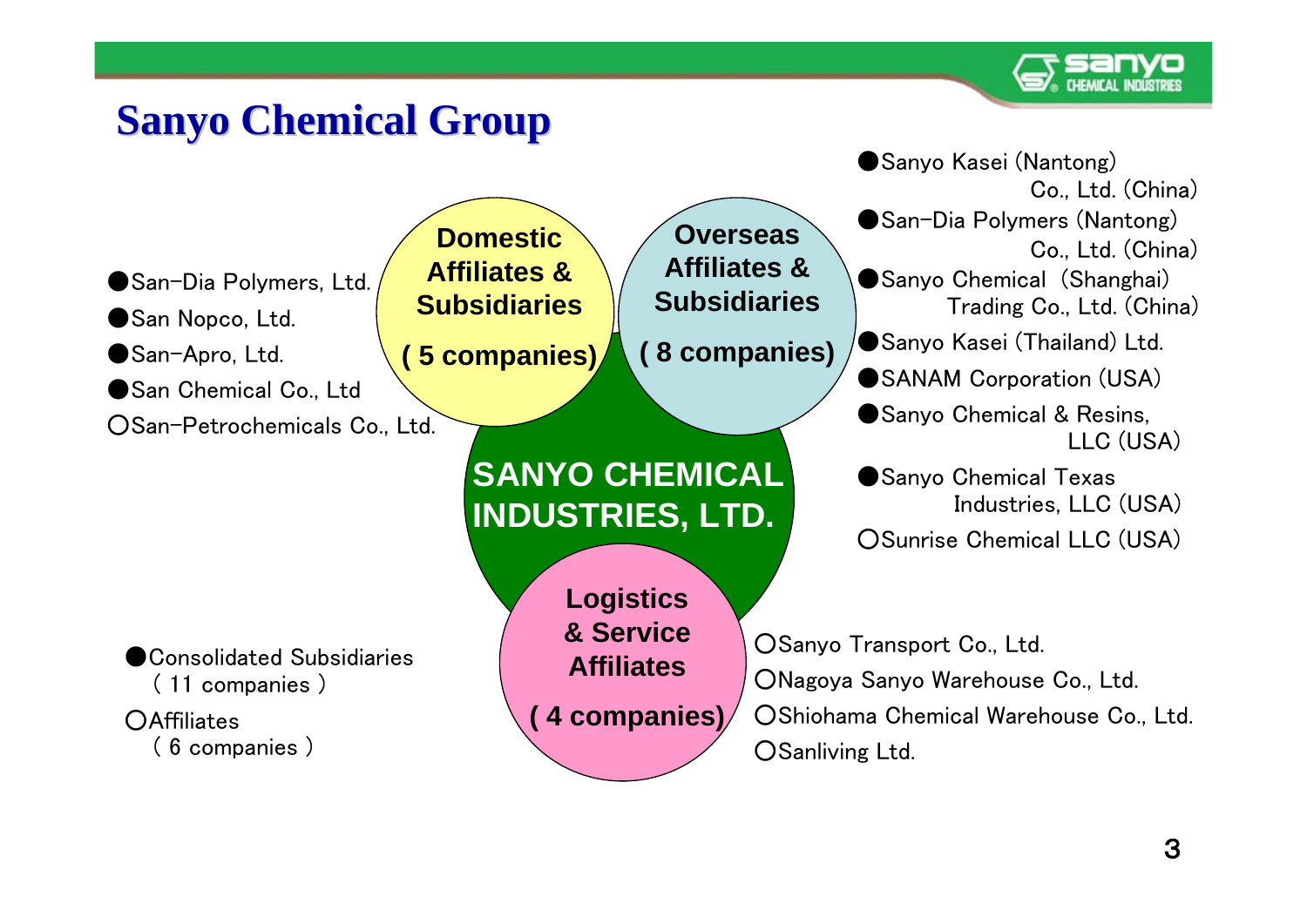# Sanyo Chemical Group

**SANYO CHEMICAL INDUSTRIES, LTD.**

**Domestic Affiliates & Subsidiaries**
**( 5 companies)**

- ●San-Dia Polymers, Ltd.
- ●San Nopco, Ltd.
- ●San-Apro, Ltd.
- ●San Chemical Co., Ltd
- ○San-Petrochemicals Co., Ltd.

**Overseas Affiliates & Subsidiaries**
**( 8 companies)**

- ●Sanyo Kasei (Nantong) Co., Ltd. (China)
- ●San-Dia Polymers (Nantong) Co., Ltd. (China)
- ●Sanyo Chemical (Shanghai) Trading Co., Ltd. (China)
- ●Sanyo Kasei (Thailand) Ltd.
- ●SANAM Corporation (USA)
- ●Sanyo Chemical & Resins, LLC (USA)
- ●Sanyo Chemical Texas Industries, LLC (USA)
- ○Sunrise Chemical LLC (USA)

**Logistics & Service Affiliates**
**( 4 companies)**

- ○Sanyo Transport Co., Ltd.
- ○Nagoya Sanyo Warehouse Co., Ltd.
- ○Shiohama Chemical Warehouse Co., Ltd.
- ○Sanliving Ltd.

●Consolidated Subsidiaries ( 11 companies )

○Affiliates ( 6 companies )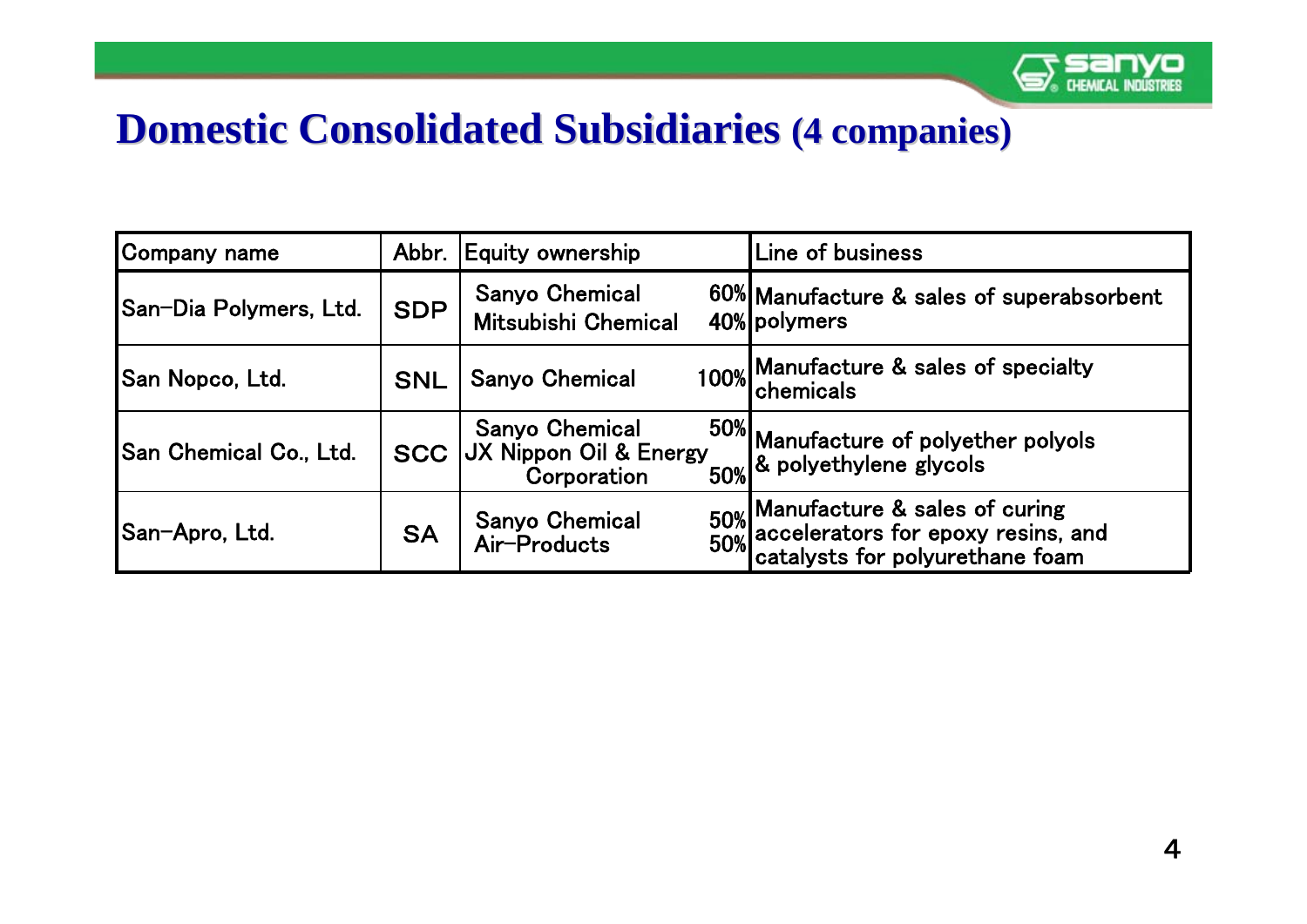# Domestic Consolidated Subsidiaries (4 companies)

| Company name | Abbr. | Equity ownership | Line of business |
|---|---|---|---|
| San-Dia Polymers, Ltd. | SDP | Sanyo Chemical 60%<br>Mitsubishi Chemical 40% | Manufacture & sales of superabsorbent polymers |
| San Nopco, Ltd. | SNL | Sanyo Chemical 100% | Manufacture & sales of specialty chemicals |
| San Chemical Co., Ltd. | SCC | Sanyo Chemical 50%<br>JX Nippon Oil & Energy Corporation 50% | Manufacture of polyether polyols & polyethylene glycols |
| San-Apro, Ltd. | SA | Sanyo Chemical 50%<br>Air-Products 50% | Manufacture & sales of curing accelerators for epoxy resins, and catalysts for polyurethane foam |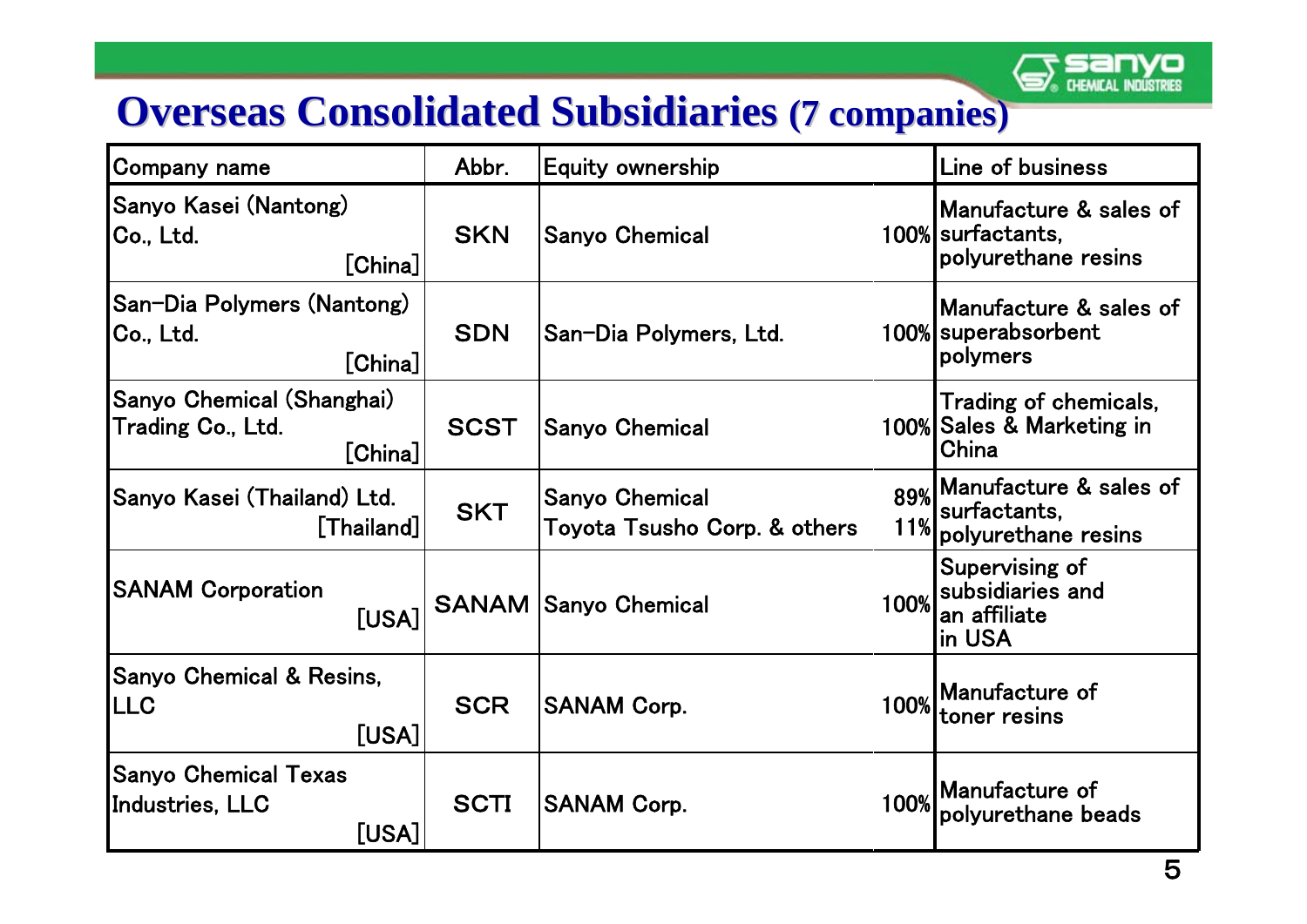# Overseas Consolidated Subsidiaries (7 companies)

| Company name | Abbr. | Equity ownership | | Line of business |
|---|---|---|---|---|
| Sanyo Kasei (Nantong) Co., Ltd. [China] | SKN | Sanyo Chemical | 100% | Manufacture & sales of surfactants, polyurethane resins |
| San-Dia Polymers (Nantong) Co., Ltd. [China] | SDN | San-Dia Polymers, Ltd. | 100% | Manufacture & sales of superabsorbent polymers |
| Sanyo Chemical (Shanghai) Trading Co., Ltd. [China] | SCST | Sanyo Chemical | 100% | Trading of chemicals, Sales & Marketing in China |
| Sanyo Kasei (Thailand) Ltd. [Thailand] | SKT | Sanyo Chemical<br>Toyota Tsusho Corp. & others | 89%<br>11% | Manufacture & sales of surfactants, polyurethane resins |
| SANAM Corporation [USA] | SANAM | Sanyo Chemical | 100% | Supervising of subsidiaries and an affiliate in USA |
| Sanyo Chemical & Resins, LLC [USA] | SCR | SANAM Corp. | 100% | Manufacture of toner resins |
| Sanyo Chemical Texas Industries, LLC [USA] | SCTI | SANAM Corp. | 100% | Manufacture of polyurethane beads |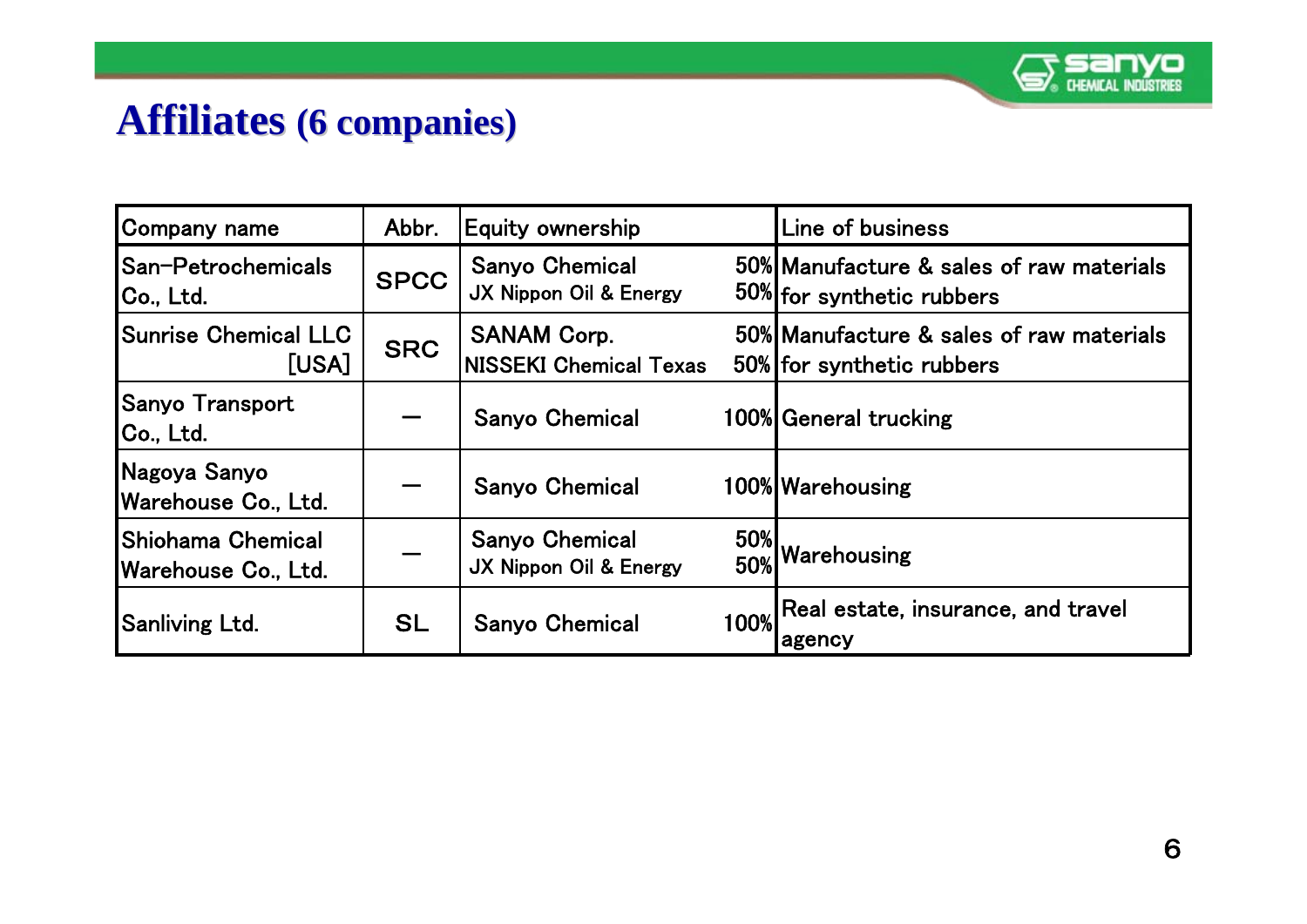# Affiliates (6 companies)

| Company name | Abbr. | Equity ownership | Line of business |
|---|---|---|---|
| San-Petrochemicals Co., Ltd. | SPCC | Sanyo Chemical 50%<br>JX Nippon Oil & Energy 50% | Manufacture & sales of raw materials for synthetic rubbers |
| Sunrise Chemical LLC [USA] | SRC | SANAM Corp. 50%<br>NISSEKI Chemical Texas 50% | Manufacture & sales of raw materials for synthetic rubbers |
| Sanyo Transport Co., Ltd. | — | Sanyo Chemical 100% | General trucking |
| Nagoya Sanyo Warehouse Co., Ltd. | — | Sanyo Chemical 100% | Warehousing |
| Shiohama Chemical Warehouse Co., Ltd. | — | Sanyo Chemical 50%<br>JX Nippon Oil & Energy 50% | Warehousing |
| Sanliving Ltd. | SL | Sanyo Chemical 100% | Real estate, insurance, and travel agency |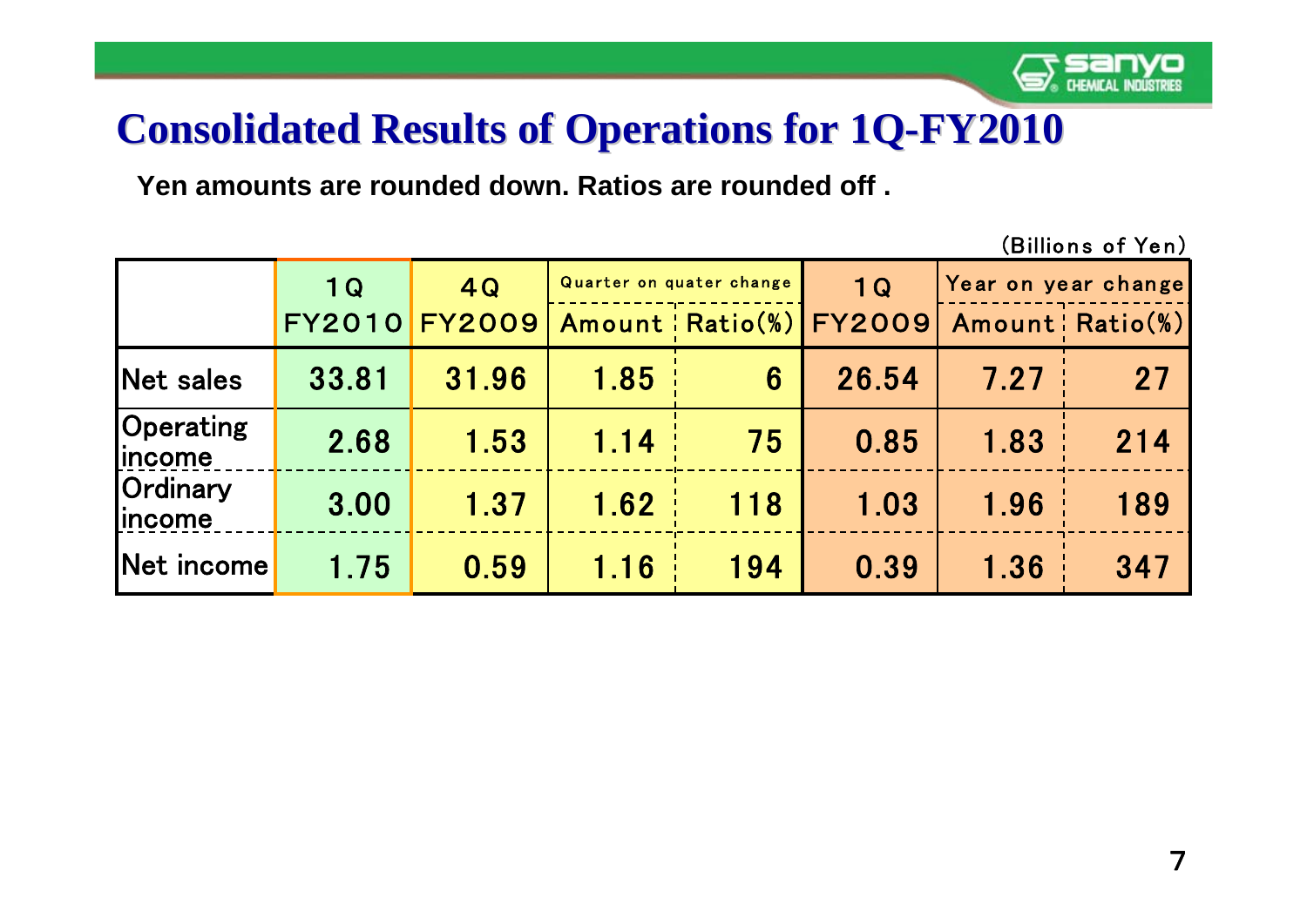# Consolidated Results of Operations for 1Q-FY2010

**Yen amounts are rounded down. Ratios are rounded off .**

(Billions of Yen)

| | 1Q FY2010 | 4Q FY2009 | Quarter on quater change | | 1Q FY2009 | Year on year change | |
|---|---|---|---|---|---|---|---|
| | | | Amount | Ratio(%) | | Amount | Ratio(%) |
| Net sales | 33.81 | 31.96 | 1.85 | 6 | 26.54 | 7.27 | 27 |
| Operating income | 2.68 | 1.53 | 1.14 | 75 | 0.85 | 1.83 | 214 |
| Ordinary income | 3.00 | 1.37 | 1.62 | 118 | 1.03 | 1.96 | 189 |
| Net income | 1.75 | 0.59 | 1.16 | 194 | 0.39 | 1.36 | 347 |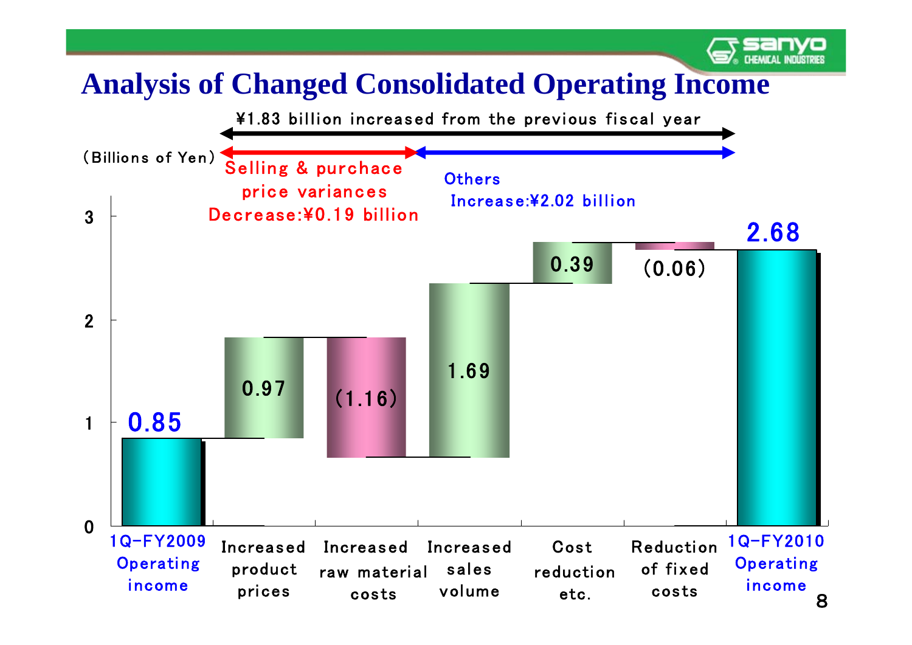# Analysis of Changed Consolidated Operating Income

¥1.83 billion increased from the previous fiscal year

(Billions of Yen)

Selling & purchace price variances
Decrease:¥0.19 billion

Others
Increase:¥2.02 billion

3
2
1
0

0.85
0.97
(1.16)
1.69
0.39
(0.06)
2.68

1Q-FY2009 Operating income

Increased product prices

Increased raw material costs

Increased sales volume

Cost reduction etc.

Reduction of fixed costs

1Q-FY2010 Operating income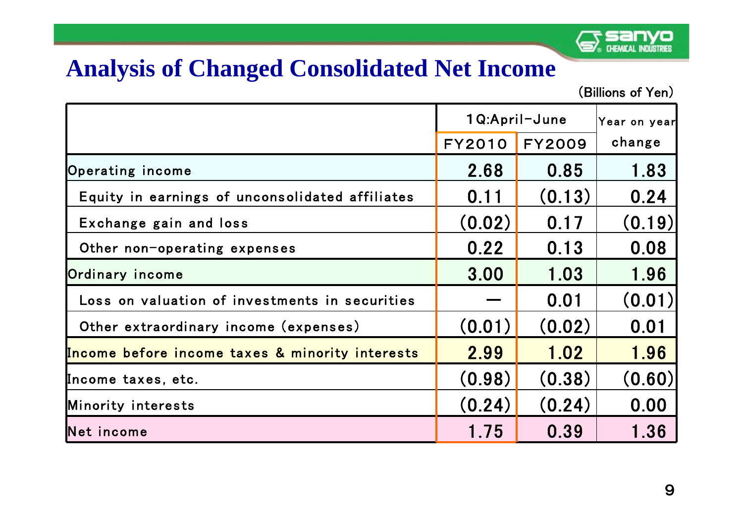# Analysis of Changed Consolidated Net Income

(Billions of Yen)

| | 1Q:April-June | | Year on year change |
|---|---|---|---|
| | FY2010 | FY2009 | |
| Operating income | 2.68 | 0.85 | 1.83 |
| Equity in earnings of unconsolidated affiliates | 0.11 | (0.13) | 0.24 |
| Exchange gain and loss | (0.02) | 0.17 | (0.19) |
| Other non-operating expenses | 0.22 | 0.13 | 0.08 |
| Ordinary income | 3.00 | 1.03 | 1.96 |
| Loss on valuation of investments in securities | — | 0.01 | (0.01) |
| Other extraordinary income (expenses) | (0.01) | (0.02) | 0.01 |
| Income before income taxes & minority interests | 2.99 | 1.02 | 1.96 |
| Income taxes, etc. | (0.98) | (0.38) | (0.60) |
| Minority interests | (0.24) | (0.24) | 0.00 |
| Net income | 1.75 | 0.39 | 1.36 |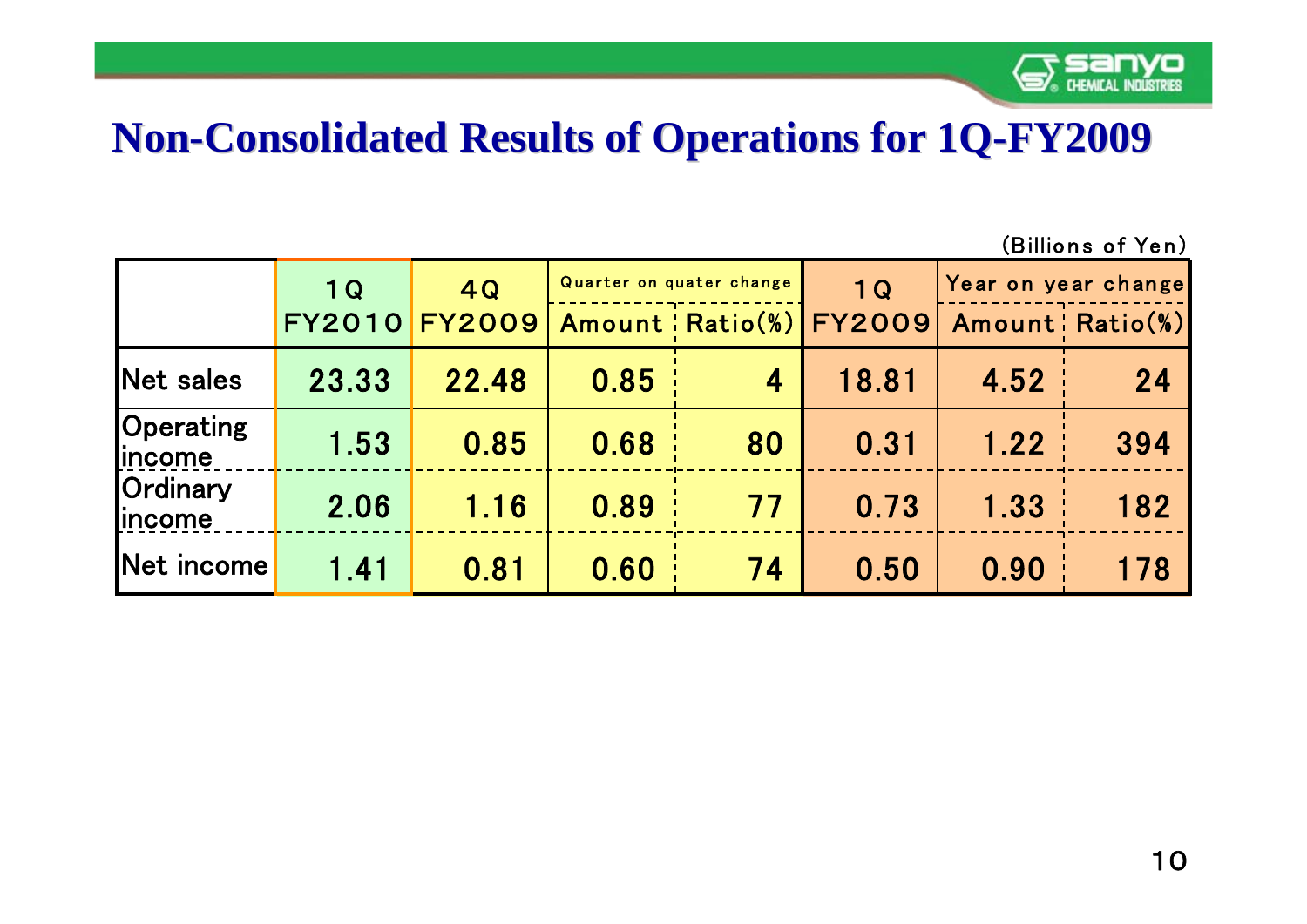# Non-Consolidated Results of Operations for 1Q-FY2009

(Billions of Yen)

| | 1Q FY2010 | 4Q FY2009 | Quarter on quater change | | 1Q FY2009 | Year on year change | |
|---|---|---|---|---|---|---|---|
| | | | Amount | Ratio(%) | | Amount | Ratio(%) |
| Net sales | 23.33 | 22.48 | 0.85 | 4 | 18.81 | 4.52 | 24 |
| Operating income | 1.53 | 0.85 | 0.68 | 80 | 0.31 | 1.22 | 394 |
| Ordinary income | 2.06 | 1.16 | 0.89 | 77 | 0.73 | 1.33 | 182 |
| Net income | 1.41 | 0.81 | 0.60 | 74 | 0.50 | 0.90 | 178 |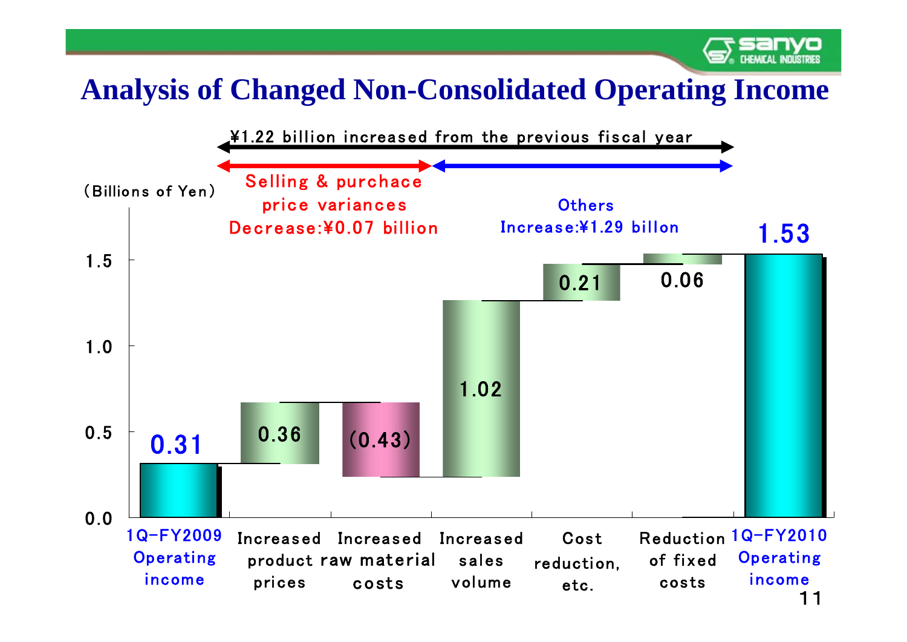# Analysis of Changed Non-Consolidated Operating Income

¥1.22 billion increased from the previous fiscal year

Selling & purchace price variances Decrease:¥0.07 billion

Others Increase:¥1.29 billon

(Billions of Yen)

| Item | Value |
|---|---|
| 1Q-FY2009 Operating income | 0.31 |
| Increased product prices | 0.36 |
| Increased raw material costs | (0.43) |
| Increased sales volume | 1.02 |
| Cost reduction, etc. | 0.21 |
| Reduction of fixed costs | 0.06 |
| 1Q-FY2010 Operating income | 1.53 |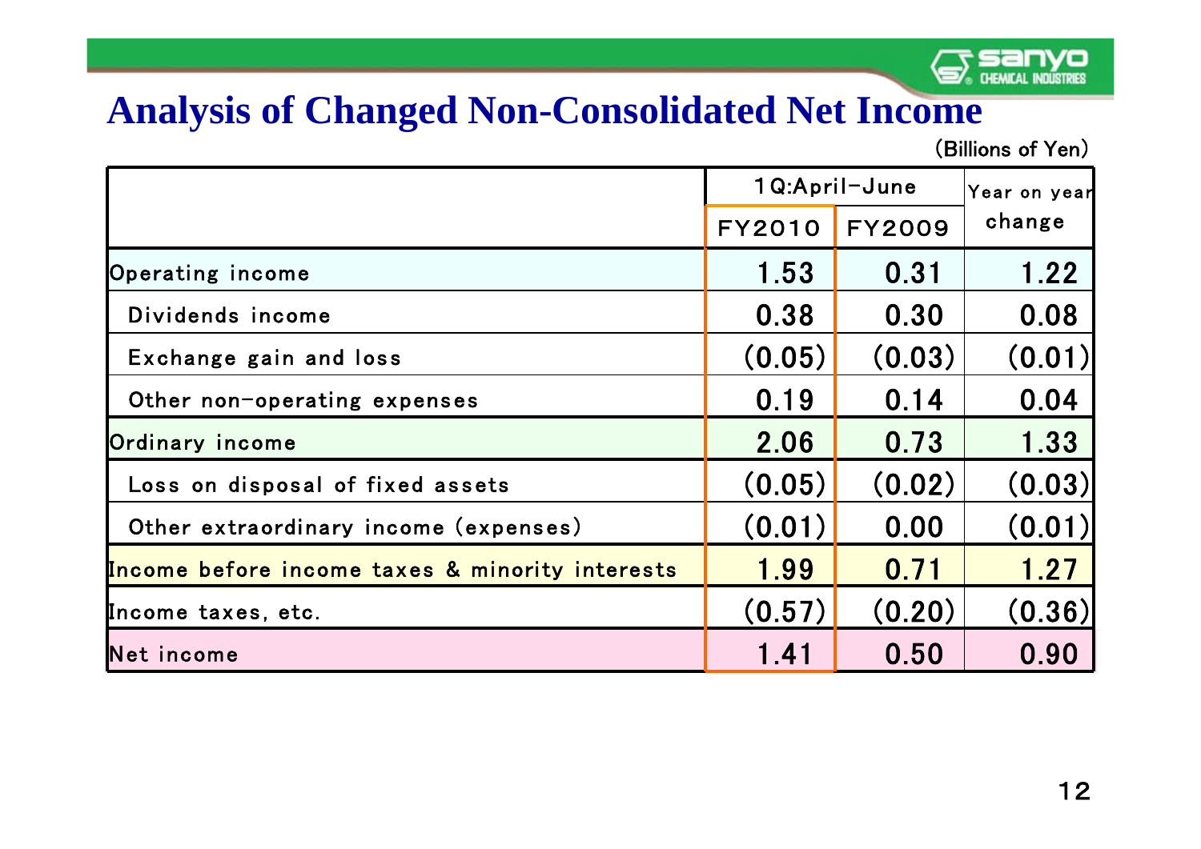# Analysis of Changed Non-Consolidated Net Income

(Billions of Yen)

| | 1Q:April-June | | Year on year change |
|---|---|---|---|
| | FY2010 | FY2009 | |
| Operating income | 1.53 | 0.31 | 1.22 |
| Dividends income | 0.38 | 0.30 | 0.08 |
| Exchange gain and loss | (0.05) | (0.03) | (0.01) |
| Other non-operating expenses | 0.19 | 0.14 | 0.04 |
| Ordinary income | 2.06 | 0.73 | 1.33 |
| Loss on disposal of fixed assets | (0.05) | (0.02) | (0.03) |
| Other extraordinary income (expenses) | (0.01) | 0.00 | (0.01) |
| Income before income taxes & minority interests | 1.99 | 0.71 | 1.27 |
| Income taxes, etc. | (0.57) | (0.20) | (0.36) |
| Net income | 1.41 | 0.50 | 0.90 |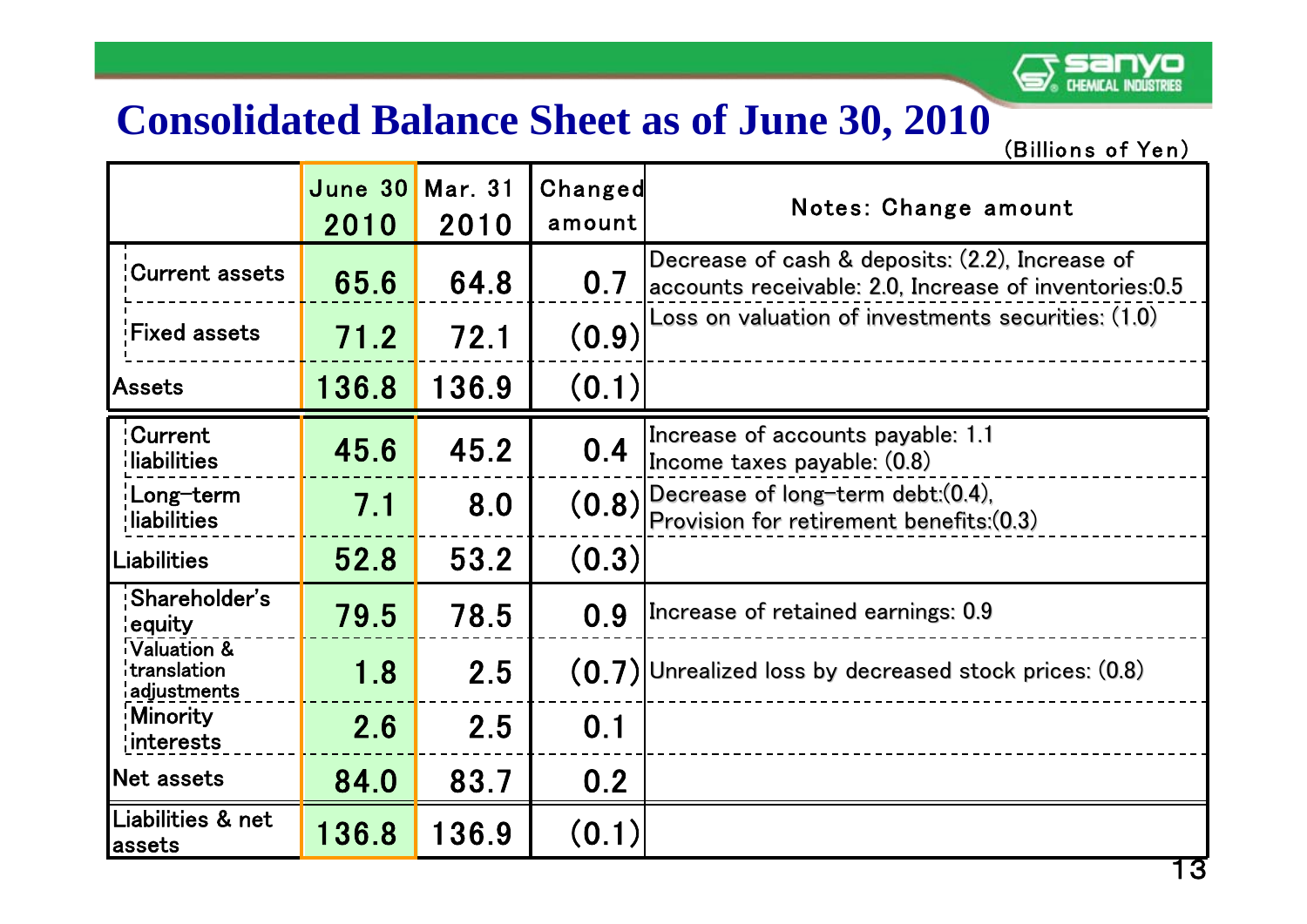# Consolidated Balance Sheet as of June 30, 2010

(Billions of Yen)

| | June 30 2010 | Mar. 31 2010 | Changed amount | Notes: Change amount |
|---|---|---|---|---|
| Current assets | 65.6 | 64.8 | 0.7 | Decrease of cash & deposits: (2.2), Increase of accounts receivable: 2.0, Increase of inventories:0.5 |
| Fixed assets | 71.2 | 72.1 | (0.9) | Loss on valuation of investments securities: (1.0) |
| Assets | 136.8 | 136.9 | (0.1) | |
| Current liabilities | 45.6 | 45.2 | 0.4 | Increase of accounts payable: 1.1 Income taxes payable: (0.8) |
| Long-term liabilities | 7.1 | 8.0 | (0.8) | Decrease of long-term debt:(0.4), Provision for retirement benefits:(0.3) |
| Liabilities | 52.8 | 53.2 | (0.3) | |
| Shareholder's equity | 79.5 | 78.5 | 0.9 | Increase of retained earnings: 0.9 |
| Valuation & translation adjustments | 1.8 | 2.5 | (0.7) | Unrealized loss by decreased stock prices: (0.8) |
| Minority interests | 2.6 | 2.5 | 0.1 | |
| Net assets | 84.0 | 83.7 | 0.2 | |
| Liabilities & net assets | 136.8 | 136.9 | (0.1) | |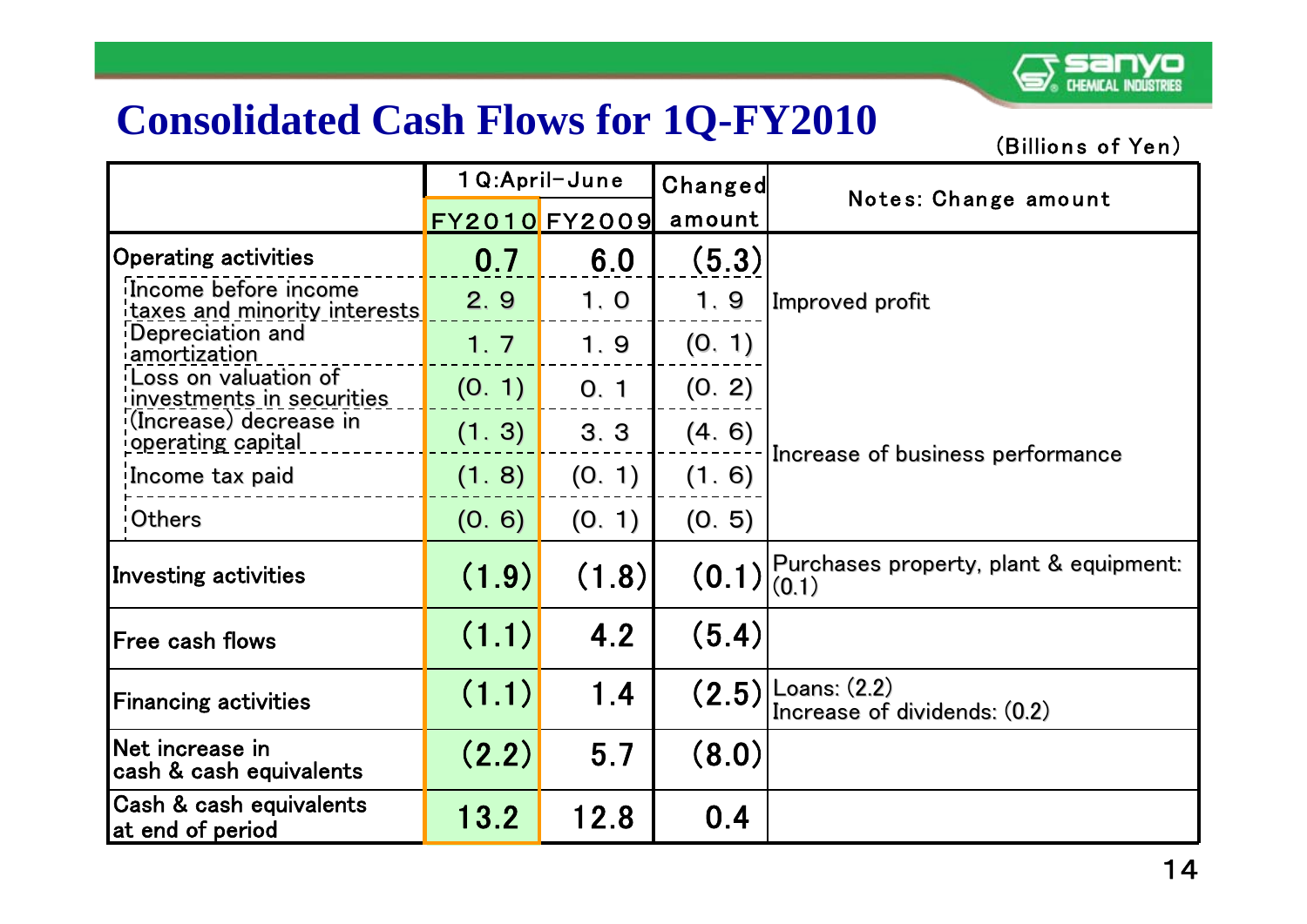# Consolidated Cash Flows for 1Q-FY2010

(Billions of Yen)

| | 1Q:April-June | | Changed amount | Notes: Change amount |
|---|---|---|---|---|
| | FY2010 | FY2009 | | |
| Operating activities | 0.7 | 6.0 | (5.3) | |
| Income before income taxes and minority interests | 2. 9 | 1. 0 | 1. 9 | Improved profit |
| Depreciation and amortization | 1. 7 | 1. 9 | (0. 1) | |
| Loss on valuation of investments in securities | (0. 1) | 0. 1 | (0. 2) | |
| (Increase) decrease in operating capital | (1. 3) | 3. 3 | (4. 6) | Increase of business performance |
| Income tax paid | (1. 8) | (0. 1) | (1. 6) | |
| Others | (0. 6) | (0. 1) | (0. 5) | |
| Investing activities | (1.9) | (1.8) | (0.1) | Purchases property, plant & equipment: (0.1) |
| Free cash flows | (1.1) | 4.2 | (5.4) | |
| Financing activities | (1.1) | 1.4 | (2.5) | Loans: (2.2)<br>Increase of dividends: (0.2) |
| Net increase in cash & cash equivalents | (2.2) | 5.7 | (8.0) | |
| Cash & cash equivalents at end of period | 13.2 | 12.8 | 0.4 | |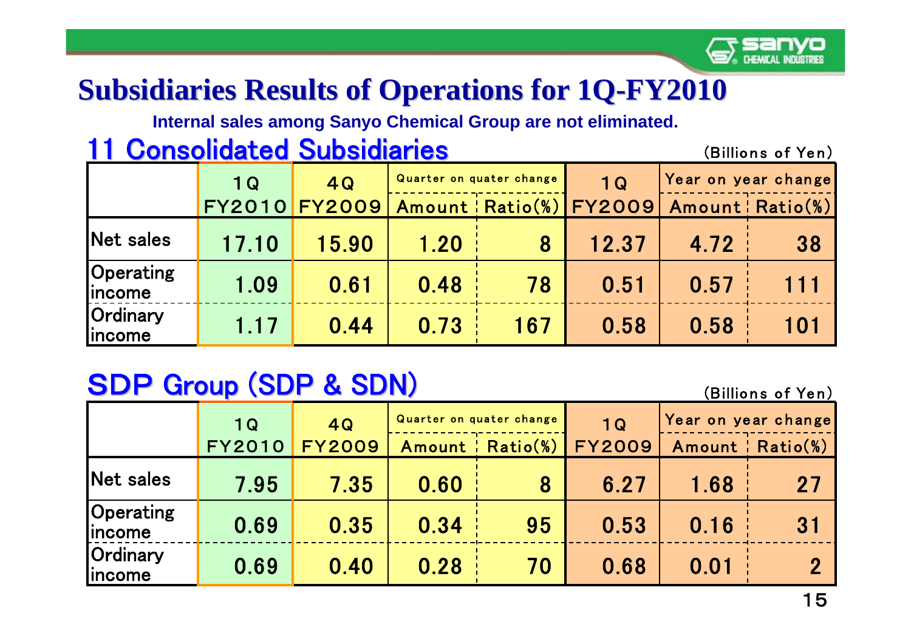# Subsidiaries Results of Operations for 1Q-FY2010

**Internal sales among Sanyo Chemical Group are not eliminated.**

## 11 Consolidated Subsidiaries

(Billions of Yen)

| | 1Q FY2010 | 4Q FY2009 | Quarter on quater change | | 1Q FY2009 | Year on year change | |
|---|---|---|---|---|---|---|---|
| | | | Amount | Ratio(%) | | Amount | Ratio(%) |
| Net sales | 17.10 | 15.90 | 1.20 | 8 | 12.37 | 4.72 | 38 |
| Operating income | 1.09 | 0.61 | 0.48 | 78 | 0.51 | 0.57 | 111 |
| Ordinary income | 1.17 | 0.44 | 0.73 | 167 | 0.58 | 0.58 | 101 |

## SDP Group (SDP & SDN)

(Billions of Yen)

| | 1Q FY2010 | 4Q FY2009 | Quarter on quater change | | 1Q FY2009 | Year on year change | |
|---|---|---|---|---|---|---|---|
| | | | Amount | Ratio(%) | | Amount | Ratio(%) |
| Net sales | 7.95 | 7.35 | 0.60 | 8 | 6.27 | 1.68 | 27 |
| Operating income | 0.69 | 0.35 | 0.34 | 95 | 0.53 | 0.16 | 31 |
| Ordinary income | 0.69 | 0.40 | 0.28 | 70 | 0.68 | 0.01 | 2 |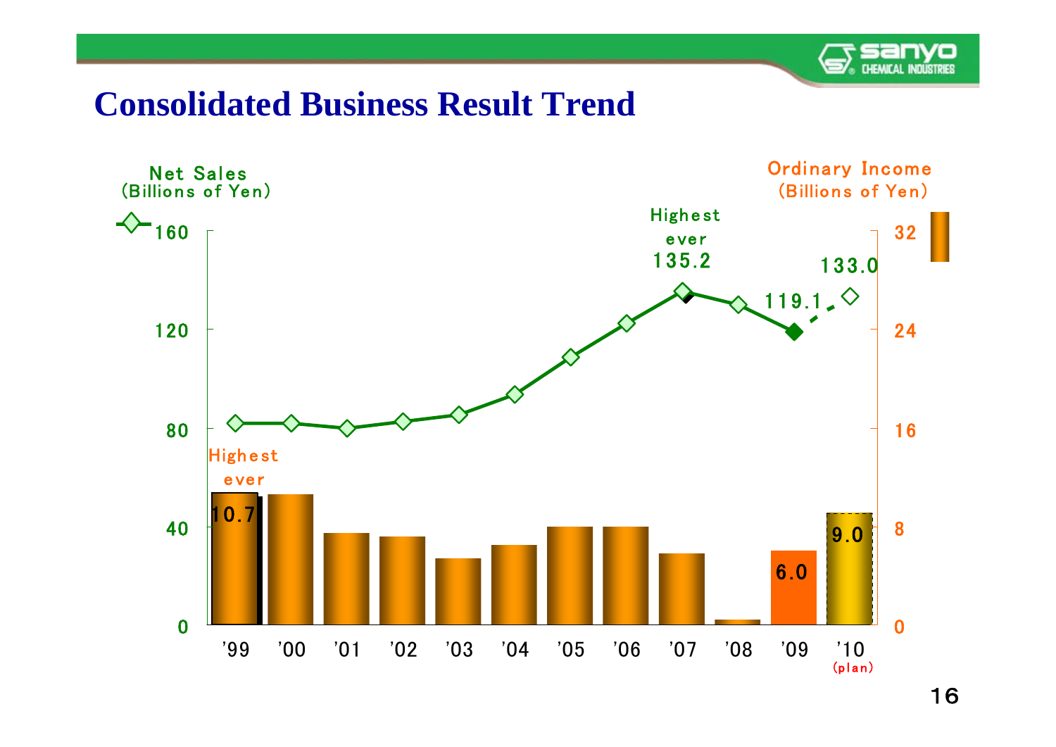# Consolidated Business Result Trend

Net Sales
(Billions of Yen)

Ordinary Income
(Billions of Yen)

160
120
80
40
0

32
24
16
8
0

Highest ever
135.2

133.0

119.1

Highest ever
10.7

9.0

6.0

'99 '00 '01 '02 '03 '04 '05 '06 '07 '08 '09 '10 (plan)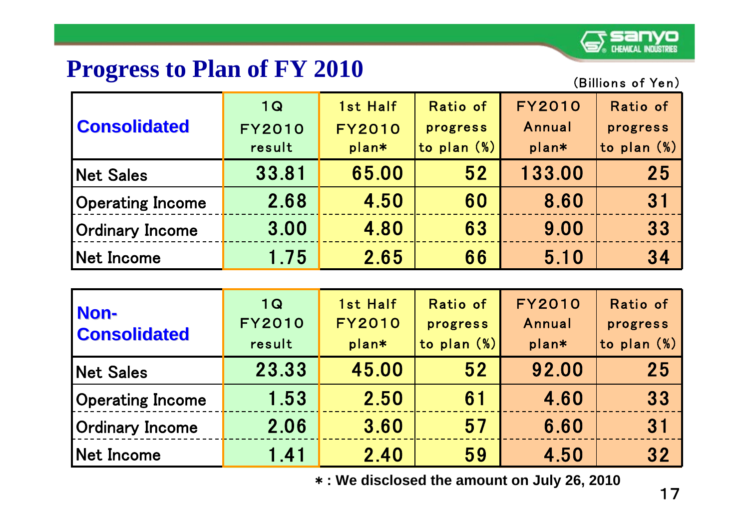# Progress to Plan of FY 2010

(Billions of Yen)

| Consolidated | 1Q FY2010 result | 1st Half FY2010 plan* | Ratio of progress to plan (%) | FY2010 Annual plan* | Ratio of progress to plan (%) |
|---|---|---|---|---|---|
| Net Sales | 33.81 | 65.00 | 52 | 133.00 | 25 |
| Operating Income | 2.68 | 4.50 | 60 | 8.60 | 31 |
| Ordinary Income | 3.00 | 4.80 | 63 | 9.00 | 33 |
| Net Income | 1.75 | 2.65 | 66 | 5.10 | 34 |

| Non-Consolidated | 1Q FY2010 result | 1st Half FY2010 plan* | Ratio of progress to plan (%) | FY2010 Annual plan* | Ratio of progress to plan (%) |
|---|---|---|---|---|---|
| Net Sales | 23.33 | 45.00 | 52 | 92.00 | 25 |
| Operating Income | 1.53 | 2.50 | 61 | 4.60 | 33 |
| Ordinary Income | 2.06 | 3.60 | 57 | 6.60 | 31 |
| Net Income | 1.41 | 2.40 | 59 | 4.50 | 32 |

＊: We disclosed the amount on July 26, 2010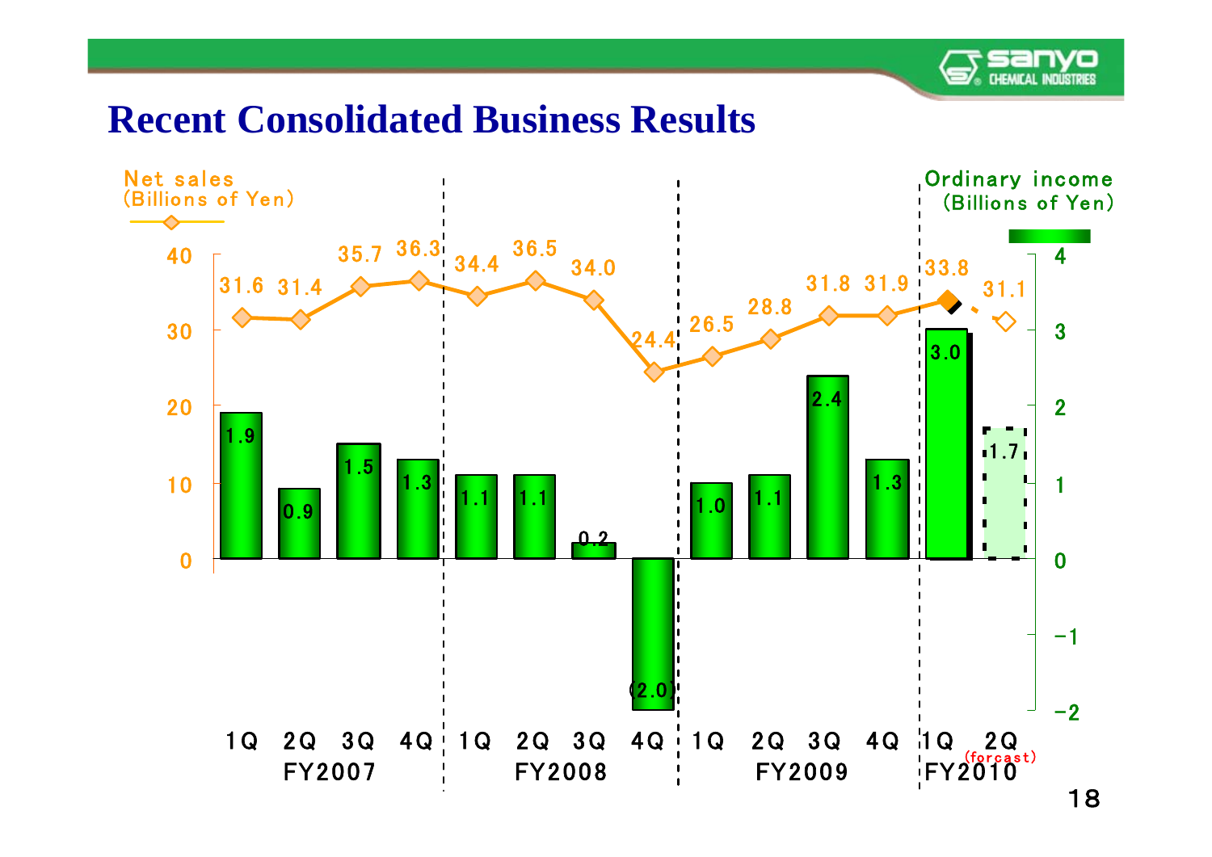# Recent Consolidated Business Results

Net sales
(Billions of Yen)

Ordinary income
(Billions of Yen)

40
30
20
10
0

4
3
2
1
0
−1
−2

31.6 31.4 35.7 36.3 34.4 36.5 34.0 24.4 26.5 28.8 31.8 31.9 33.8 31.1

1.9 0.9 1.5 1.3 1.1 1.1 0.2 (2.0) 1.0 1.1 2.4 1.3 3.0 1.7

1Q 2Q 3Q 4Q
FY2007

1Q 2Q 3Q 4Q
FY2008

1Q 2Q 3Q 4Q
FY2009

1Q 2Q (forcast)
FY2010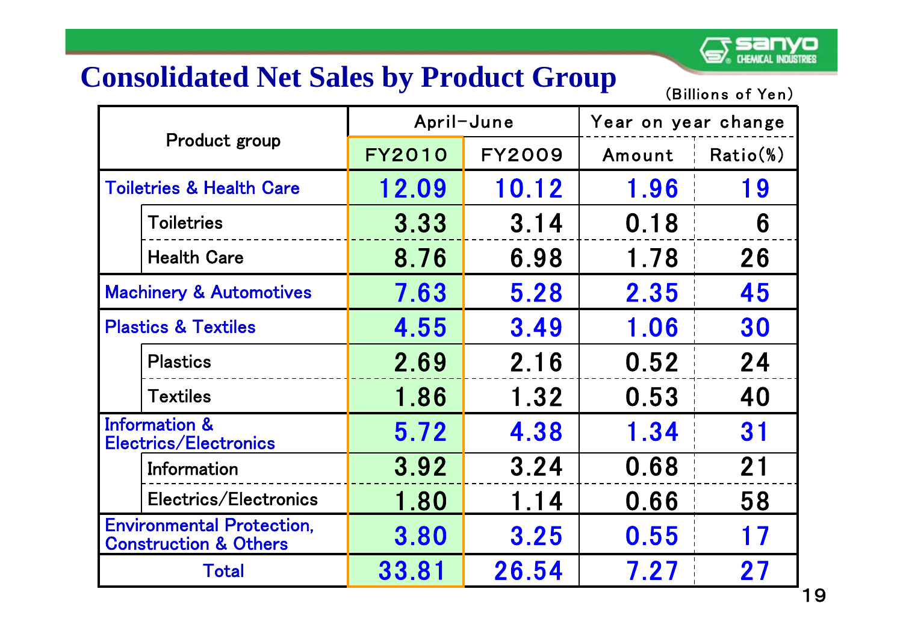# Consolidated Net Sales by Product Group

(Billions of Yen)

| Product group | | April-June | | Year on year change | |
|---|---|---|---|---|---|
| | | FY2010 | FY2009 | Amount | Ratio(%) |
| Toiletries & Health Care | | 12.09 | 10.12 | 1.96 | 19 |
| | Toiletries | 3.33 | 3.14 | 0.18 | 6 |
| | Health Care | 8.76 | 6.98 | 1.78 | 26 |
| Machinery & Automotives | | 7.63 | 5.28 | 2.35 | 45 |
| Plastics & Textiles | | 4.55 | 3.49 | 1.06 | 30 |
| | Plastics | 2.69 | 2.16 | 0.52 | 24 |
| | Textiles | 1.86 | 1.32 | 0.53 | 40 |
| Information & Electrics/Electronics | | 5.72 | 4.38 | 1.34 | 31 |
| | Information | 3.92 | 3.24 | 0.68 | 21 |
| | Electrics/Electronics | 1.80 | 1.14 | 0.66 | 58 |
| Environmental Protection, Construction & Others | | 3.80 | 3.25 | 0.55 | 17 |
| Total | | 33.81 | 26.54 | 7.27 | 27 |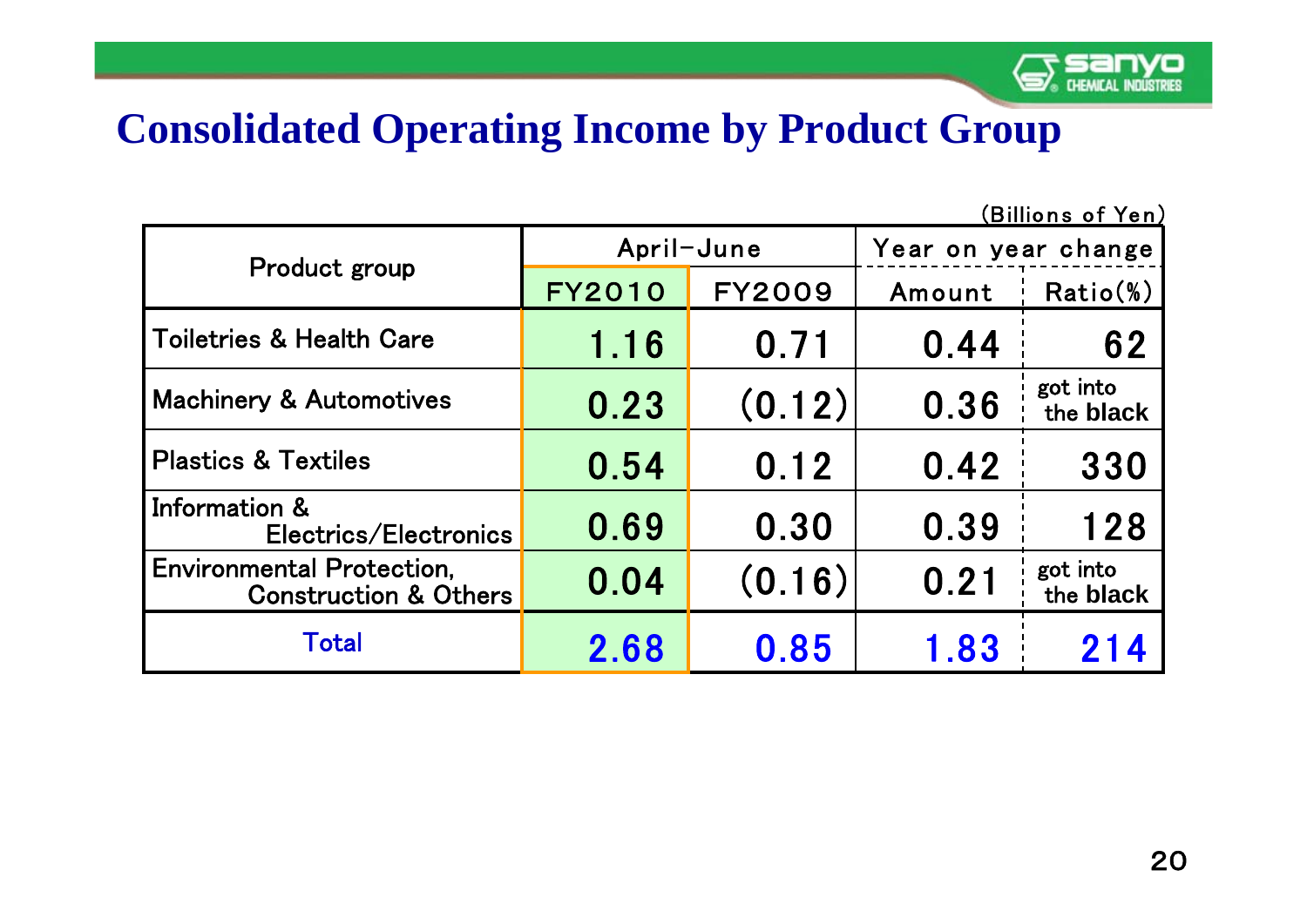# Consolidated Operating Income by Product Group

(Billions of Yen)

| Product group | April-June | | Year on year change | |
|---|---|---|---|---|
| | FY2010 | FY2009 | Amount | Ratio(%) |
| Toiletries & Health Care | 1.16 | 0.71 | 0.44 | 62 |
| Machinery & Automotives | 0.23 | (0.12) | 0.36 | got into the black |
| Plastics & Textiles | 0.54 | 0.12 | 0.42 | 330 |
| Information & Electrics/Electronics | 0.69 | 0.30 | 0.39 | 128 |
| Environmental Protection, Construction & Others | 0.04 | (0.16) | 0.21 | got into the black |
| Total | 2.68 | 0.85 | 1.83 | 214 |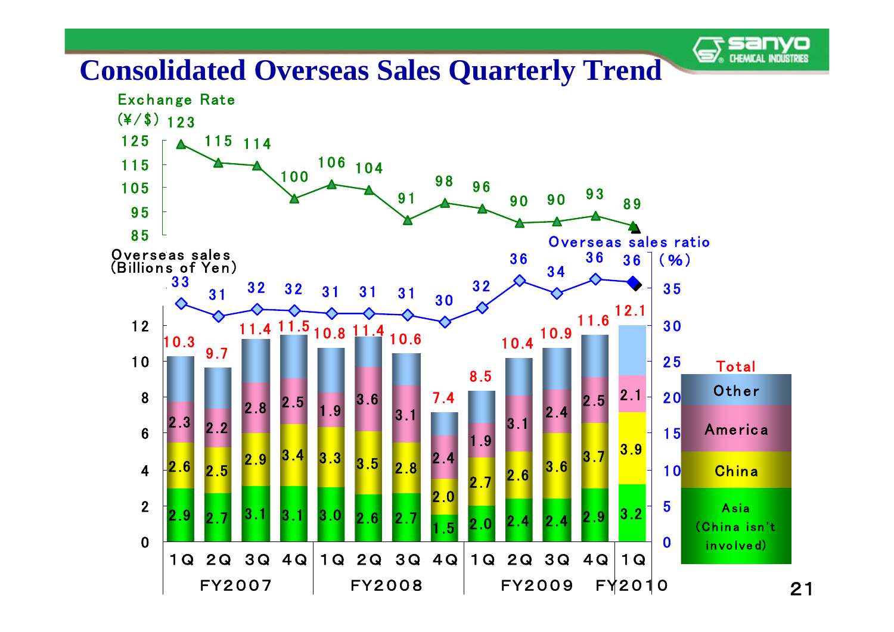# Consolidated Overseas Sales Quarterly Trend

Exchange Rate (¥/$)

123 115 114 100 106 104 91 98 96 90 90 93 89

Overseas sales ratio (%)

33 31 32 32 31 31 31 30 32 36 34 36 36

Overseas sales (Billions of Yen)

10.3 9.7 11.4 11.5 10.8 11.4 10.6 7.4 8.5 10.4 10.9 11.6 12.1

America: 2.3 2.2 2.8 2.5 1.9 3.6 3.1 2.4 1.9 3.1 2.4 2.5 2.1

China: 2.6 2.5 2.9 3.4 3.3 3.5 2.8 2.0 2.7 2.6 3.6 3.7 3.9

Asia: 2.9 2.7 3.1 3.1 3.0 2.6 2.7 1.5 2.0 2.4 2.4 2.9 3.2

1Q 2Q 3Q 4Q 1Q 2Q 3Q 4Q 1Q 2Q 3Q 4Q 1Q

FY2007 FY2008 FY2009 FY2010

Total: Other, America, China, Asia (China isn't involved)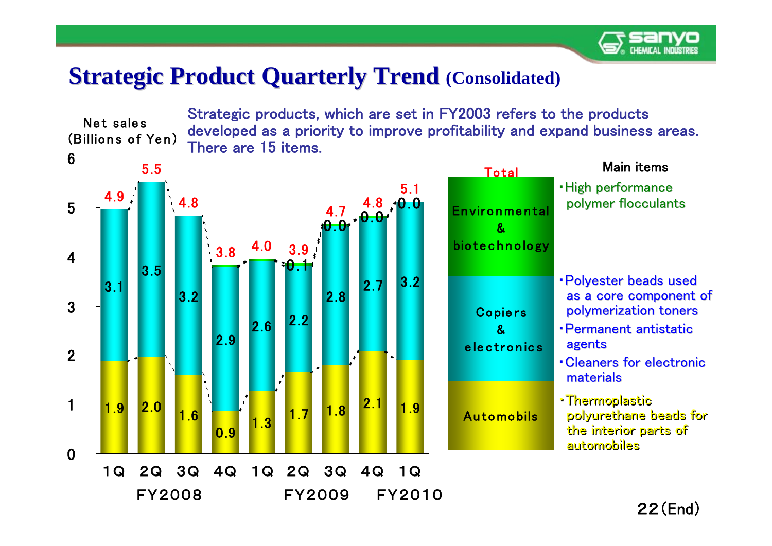# Strategic Product Quarterly Trend (Consolidated)

Strategic products, which are set in FY2003 refers to the products developed as a priority to improve profitability and expand business areas. There are 15 items.

Net sales (Billions of Yen)

6
5
4
3
2
1
0

4.9
5.5
4.8
3.8
4.0
3.9
4.7
4.8
5.1

3.1
3.5
3.2
2.9
2.6
2.2
2.8
2.7
3.2

1.9
2.0
1.6
0.9
1.3
1.7
1.8
2.1
1.9

0.1
0.0
0.0
0.0

1Q 2Q 3Q 4Q 1Q 2Q 3Q 4Q 1Q

FY2008 FY2009 FY2010

Total

Environmental & biotechnology

Copiers & electronics

Automobils

Main items

- High performance polymer flocculants
- Polyester beads used as a core component of polymerization toners
- Permanent antistatic agents
- Cleaners for electronic materials
- Thermoplastic polyurethane beads for the interior parts of automobiles

(End)